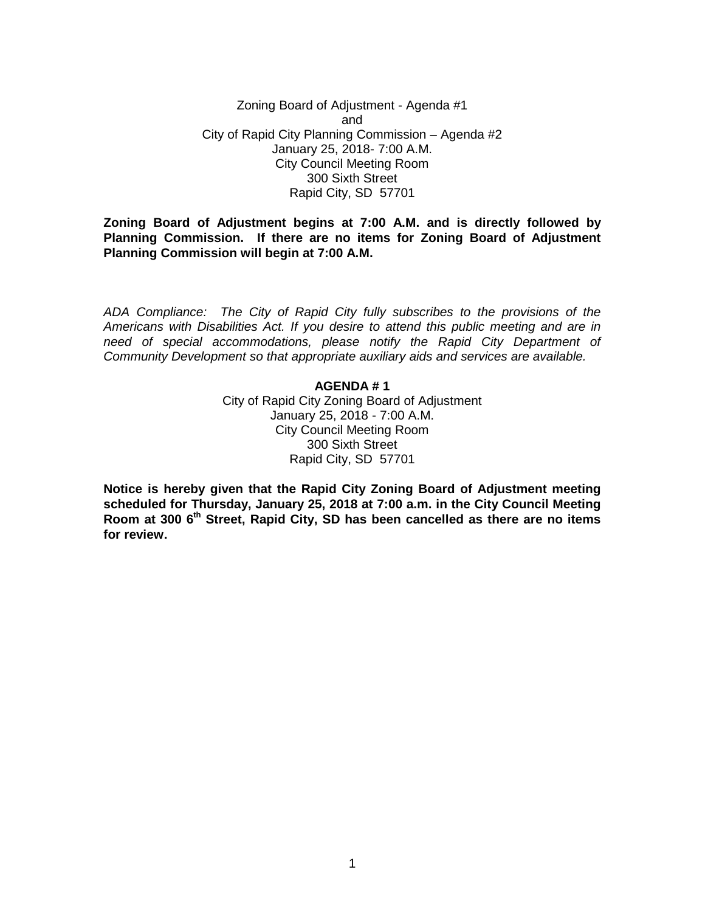Zoning Board of Adjustment - Agenda #1
and
City of Rapid City Planning Commission – Agenda #2
January 25, 2018- 7:00 A.M.
City Council Meeting Room
300 Sixth Street
Rapid City, SD 57701

**Zoning Board of Adjustment begins at 7:00 A.M. and is directly followed by Planning Commission. If there are no items for Zoning Board of Adjustment Planning Commission will begin at 7:00 A.M.**

*ADA Compliance: The City of Rapid City fully subscribes to the provisions of the Americans with Disabilities Act. If you desire to attend this public meeting and are in need of special accommodations, please notify the Rapid City Department of Community Development so that appropriate auxiliary aids and services are available.*

**AGENDA # 1**

City of Rapid City Zoning Board of Adjustment
January 25, 2018 - 7:00 A.M.
City Council Meeting Room
300 Sixth Street
Rapid City, SD 57701

**Notice is hereby given that the Rapid City Zoning Board of Adjustment meeting scheduled for Thursday, January 25, 2018 at 7:00 a.m. in the City Council Meeting Room at 300 6th Street, Rapid City, SD has been cancelled as there are no items for review.**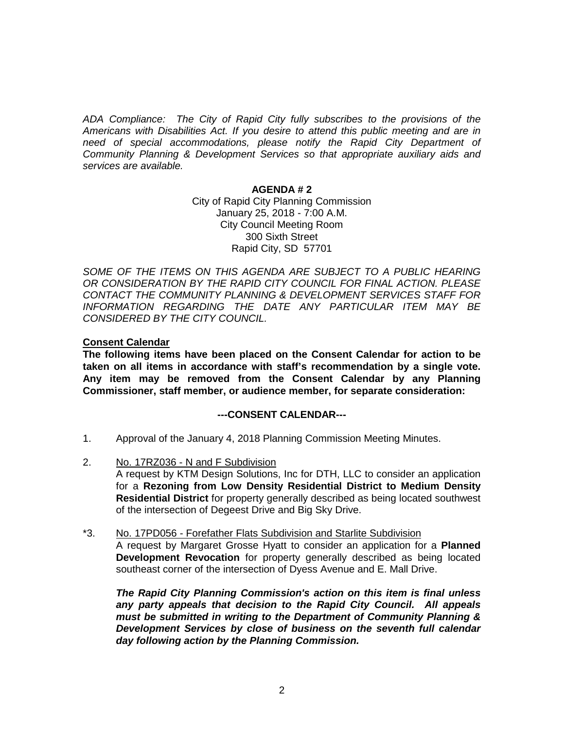*ADA Compliance: The City of Rapid City fully subscribes to the provisions of the Americans with Disabilities Act. If you desire to attend this public meeting and are in need of special accommodations, please notify the Rapid City Department of Community Planning & Development Services so that appropriate auxiliary aids and services are available.*

**AGENDA # 2**

City of Rapid City Planning Commission
January 25, 2018 - 7:00 A.M.
City Council Meeting Room
300 Sixth Street
Rapid City, SD 57701

*SOME OF THE ITEMS ON THIS AGENDA ARE SUBJECT TO A PUBLIC HEARING OR CONSIDERATION BY THE RAPID CITY COUNCIL FOR FINAL ACTION. PLEASE CONTACT THE COMMUNITY PLANNING & DEVELOPMENT SERVICES STAFF FOR INFORMATION REGARDING THE DATE ANY PARTICULAR ITEM MAY BE CONSIDERED BY THE CITY COUNCIL.*

**Consent Calendar**

**The following items have been placed on the Consent Calendar for action to be taken on all items in accordance with staff's recommendation by a single vote. Any item may be removed from the Consent Calendar by any Planning Commissioner, staff member, or audience member, for separate consideration:**

**---CONSENT CALENDAR---**

1. Approval of the January 4, 2018 Planning Commission Meeting Minutes.

2. No. 17RZ036 - N and F Subdivision
   A request by KTM Design Solutions, Inc for DTH, LLC to consider an application for a **Rezoning from Low Density Residential District to Medium Density Residential District** for property generally described as being located southwest of the intersection of Degeest Drive and Big Sky Drive.

*3. No. 17PD056 - Forefather Flats Subdivision and Starlite Subdivision
   A request by Margaret Grosse Hyatt to consider an application for a **Planned Development Revocation** for property generally described as being located southeast corner of the intersection of Dyess Avenue and E. Mall Drive.

   ***The Rapid City Planning Commission's action on this item is final unless any party appeals that decision to the Rapid City Council. All appeals must be submitted in writing to the Department of Community Planning & Development Services by close of business on the seventh full calendar day following action by the Planning Commission.***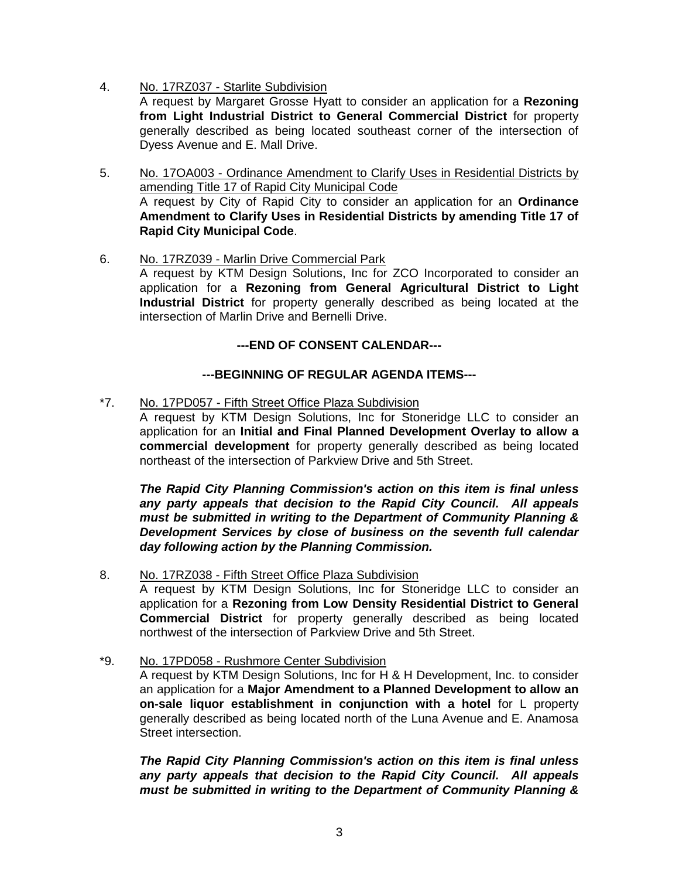4. <u>No. 17RZ037 - Starlite Subdivision</u>
   A request by Margaret Grosse Hyatt to consider an application for a **Rezoning from Light Industrial District to General Commercial District** for property generally described as being located southeast corner of the intersection of Dyess Avenue and E. Mall Drive.

5. <u>No. 17OA003 - Ordinance Amendment to Clarify Uses in Residential Districts by amending Title 17 of Rapid City Municipal Code</u>
   A request by City of Rapid City to consider an application for an **Ordinance Amendment to Clarify Uses in Residential Districts by amending Title 17 of Rapid City Municipal Code**.

6. <u>No. 17RZ039 - Marlin Drive Commercial Park</u>
   A request by KTM Design Solutions, Inc for ZCO Incorporated to consider an application for a **Rezoning from General Agricultural District to Light Industrial District** for property generally described as being located at the intersection of Marlin Drive and Bernelli Drive.

**---END OF CONSENT CALENDAR---**

**---BEGINNING OF REGULAR AGENDA ITEMS---**

*7. <u>No. 17PD057 - Fifth Street Office Plaza Subdivision</u>
   A request by KTM Design Solutions, Inc for Stoneridge LLC to consider an application for an **Initial and Final Planned Development Overlay to allow a commercial development** for property generally described as being located northeast of the intersection of Parkview Drive and 5th Street.

   ***The Rapid City Planning Commission's action on this item is final unless any party appeals that decision to the Rapid City Council. All appeals must be submitted in writing to the Department of Community Planning & Development Services by close of business on the seventh full calendar day following action by the Planning Commission.***

8. <u>No. 17RZ038 - Fifth Street Office Plaza Subdivision</u>
   A request by KTM Design Solutions, Inc for Stoneridge LLC to consider an application for a **Rezoning from Low Density Residential District to General Commercial District** for property generally described as being located northwest of the intersection of Parkview Drive and 5th Street.

*9. <u>No. 17PD058 - Rushmore Center Subdivision</u>
   A request by KTM Design Solutions, Inc for H & H Development, Inc. to consider an application for a **Major Amendment to a Planned Development to allow an on-sale liquor establishment in conjunction with a hotel** for L property generally described as being located north of the Luna Avenue and E. Anamosa Street intersection.

   ***The Rapid City Planning Commission's action on this item is final unless any party appeals that decision to the Rapid City Council. All appeals must be submitted in writing to the Department of Community Planning &***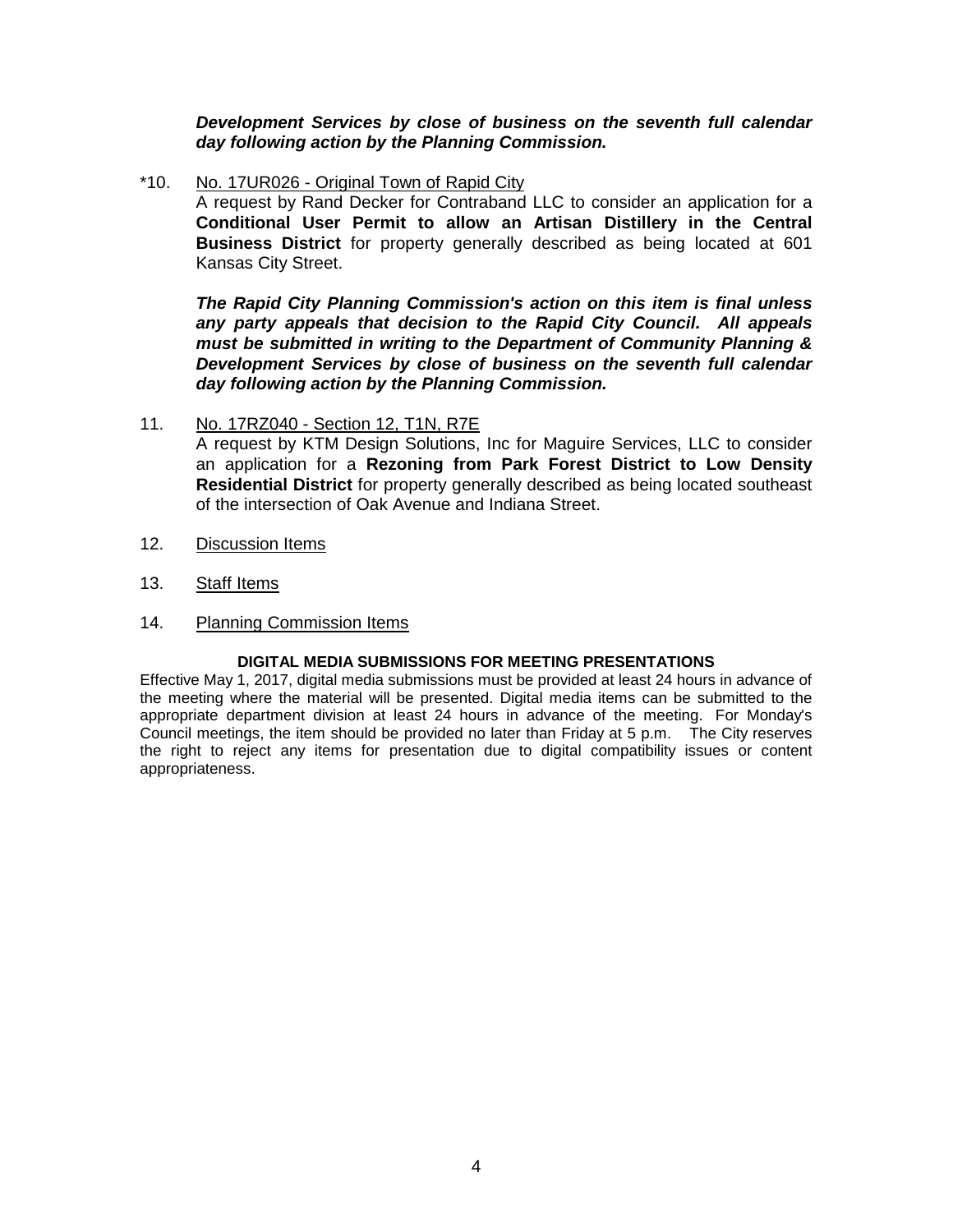***Development Services by close of business on the seventh full calendar day following action by the Planning Commission.***

*10. No. 17UR026 - Original Town of Rapid City

A request by Rand Decker for Contraband LLC to consider an application for a **Conditional User Permit to allow an Artisan Distillery in the Central Business District** for property generally described as being located at 601 Kansas City Street.

***The Rapid City Planning Commission's action on this item is final unless any party appeals that decision to the Rapid City Council. All appeals must be submitted in writing to the Department of Community Planning & Development Services by close of business on the seventh full calendar day following action by the Planning Commission.***

11. No. 17RZ040 - Section 12, T1N, R7E

A request by KTM Design Solutions, Inc for Maguire Services, LLC to consider an application for a **Rezoning from Park Forest District to Low Density Residential District** for property generally described as being located southeast of the intersection of Oak Avenue and Indiana Street.

12. Discussion Items

13. Staff Items

14. Planning Commission Items

**DIGITAL MEDIA SUBMISSIONS FOR MEETING PRESENTATIONS**

Effective May 1, 2017, digital media submissions must be provided at least 24 hours in advance of the meeting where the material will be presented. Digital media items can be submitted to the appropriate department division at least 24 hours in advance of the meeting. For Monday's Council meetings, the item should be provided no later than Friday at 5 p.m. The City reserves the right to reject any items for presentation due to digital compatibility issues or content appropriateness.